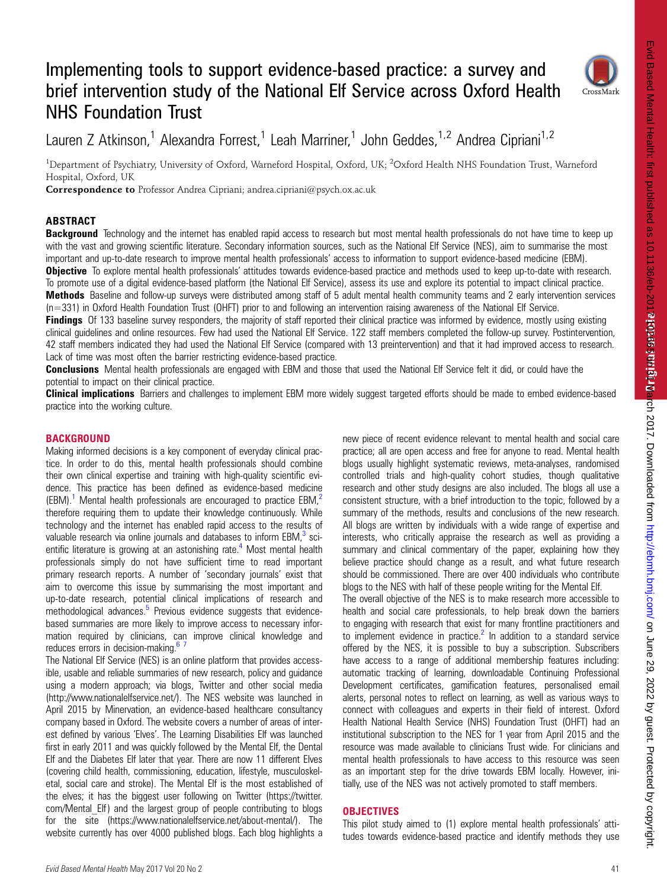# Implementing tools to support evidence-based practice: a survey and brief intervention study of the National Elf Service across Oxford Health NHS Foundation Trust

Lauren Z Atkinson,[1] Alexandra Forrest,[1] Leah Marriner,[1] John Geddes,[1,2] Andrea Cipriani[1,2]

[1]Department of Psychiatry, University of Oxford, Warneford Hospital, Oxford, UK; [2]Oxford Health NHS Foundation Trust, Warneford Hospital, Oxford, UK

**Correspondence to** Professor Andrea Cipriani; andrea.cipriani@psych.ox.ac.uk

## ABSTRACT

**Background** Technology and the internet has enabled rapid access to research but most mental health professionals do not have time to keep up with the vast and growing scientific literature. Secondary information sources, such as the National Elf Service (NES), aim to summarise the most important and up-to-date research to improve mental health professionals' access to information to support evidence-based medicine (EBM).

**Objective** To explore mental health professionals' attitudes towards evidence-based practice and methods used to keep up-to-date with research. To promote use of a digital evidence-based platform (the National Elf Service), assess its use and explore its potential to impact clinical practice.

**Methods** Baseline and follow-up surveys were distributed among staff of 5 adult mental health community teams and 2 early intervention services (n=331) in Oxford Health Foundation Trust (OHFT) prior to and following an intervention raising awareness of the National Elf Service.

**Findings** Of 133 baseline survey responders, the majority of staff reported their clinical practice was informed by evidence, mostly using existing clinical guidelines and online resources. Few had used the National Elf Service. 122 staff members completed the follow-up survey. Postintervention, 42 staff members indicated they had used the National Elf Service (compared with 13 preintervention) and that it had improved access to research. Lack of time was most often the barrier restricting evidence-based practice.

**Conclusions** Mental health professionals are engaged with EBM and those that used the National Elf Service felt it did, or could have the potential to impact on their clinical practice.

**Clinical implications** Barriers and challenges to implement EBM more widely suggest targeted efforts should be made to embed evidence-based practice into the working culture.

## BACKGROUND

Making informed decisions is a key component of everyday clinical practice. In order to do this, mental health professionals should combine their own clinical expertise and training with high-quality scientific evidence. This practice has been defined as evidence-based medicine (EBM).[1] Mental health professionals are encouraged to practice EBM,[2] therefore requiring them to update their knowledge continuously. While technology and the internet has enabled rapid access to the results of valuable research via online journals and databases to inform EBM,[3] scientific literature is growing at an astonishing rate.[4] Most mental health professionals simply do not have sufficient time to read important primary research reports. A number of 'secondary journals' exist that aim to overcome this issue by summarising the most important and up-to-date research, potential clinical implications of research and methodological advances.[5] Previous evidence suggests that evidence-based summaries are more likely to improve access to necessary information required by clinicians, can improve clinical knowledge and reduces errors in decision-making.[6 7]

The National Elf Service (NES) is an online platform that provides accessible, usable and reliable summaries of new research, policy and guidance using a modern approach; via blogs, Twitter and other social media (http://www.nationalelfservice.net/). The NES website was launched in April 2015 by Minervation, an evidence-based healthcare consultancy company based in Oxford. The website covers a number of areas of interest defined by various 'Elves'. The Learning Disabilities Elf was launched first in early 2011 and was quickly followed by the Mental Elf, the Dental Elf and the Diabetes Elf later that year. There are now 11 different Elves (covering child health, commissioning, education, lifestyle, musculoskeletal, social care and stroke). The Mental Elf is the most established of the elves; it has the biggest user following on Twitter (https://twitter.com/Mental_Elf) and the largest group of people contributing to blogs for the site (https://www.nationalelfservice.net/about-mental/). The website currently has over 4000 published blogs. Each blog highlights a new piece of recent evidence relevant to mental health and social care practice; all are open access and free for anyone to read. Mental health blogs usually highlight systematic reviews, meta-analyses, randomised controlled trials and high-quality cohort studies, though qualitative research and other study designs are also included. The blogs all use a consistent structure, with a brief introduction to the topic, followed by a summary of the methods, results and conclusions of the new research. All blogs are written by individuals with a wide range of expertise and interests, who critically appraise the research as well as providing a summary and clinical commentary of the paper, explaining how they believe practice should change as a result, and what future research should be commissioned. There are over 400 individuals who contribute blogs to the NES with half of these people writing for the Mental Elf.

The overall objective of the NES is to make research more accessible to health and social care professionals, to help break down the barriers to engaging with research that exist for many frontline practitioners and to implement evidence in practice.[2] In addition to a standard service offered by the NES, it is possible to buy a subscription. Subscribers have access to a range of additional membership features including: automatic tracking of learning, downloadable Continuing Professional Development certificates, gamification features, personalised email alerts, personal notes to reflect on learning, as well as various ways to connect with colleagues and experts in their field of interest. Oxford Health National Health Service (NHS) Foundation Trust (OHFT) had an institutional subscription to the NES for 1 year from April 2015 and the resource was made available to clinicians Trust wide. For clinicians and mental health professionals to have access to this resource was seen as an important step for the drive towards EBM locally. However, initially, use of the NES was not actively promoted to staff members.

## OBJECTIVES

This pilot study aimed to (1) explore mental health professionals' attitudes towards evidence-based practice and identify methods they use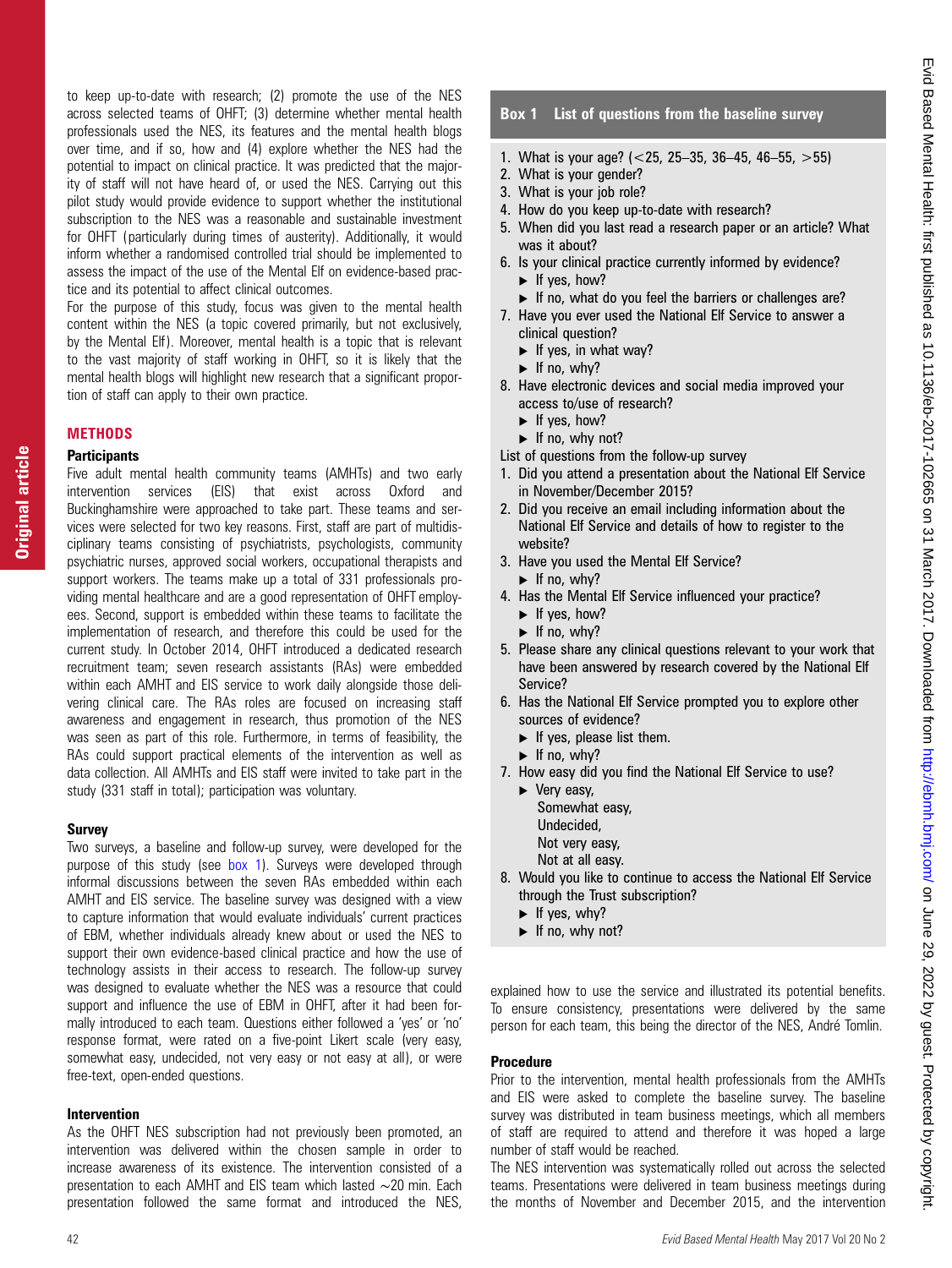to keep up-to-date with research; (2) promote the use of the NES across selected teams of OHFT; (3) determine whether mental health professionals used the NES, its features and the mental health blogs over time, and if so, how and (4) explore whether the NES had the potential to impact on clinical practice. It was predicted that the majority of staff will not have heard of, or used the NES. Carrying out this pilot study would provide evidence to support whether the institutional subscription to the NES was a reasonable and sustainable investment for OHFT (particularly during times of austerity). Additionally, it would inform whether a randomised controlled trial should be implemented to assess the impact of the use of the Mental Elf on evidence-based practice and its potential to affect clinical outcomes.

For the purpose of this study, focus was given to the mental health content within the NES (a topic covered primarily, but not exclusively, by the Mental Elf). Moreover, mental health is a topic that is relevant to the vast majority of staff working in OHFT, so it is likely that the mental health blogs will highlight new research that a significant proportion of staff can apply to their own practice.

## METHODS

### Participants

Five adult mental health community teams (AMHTs) and two early intervention services (EIS) that exist across Oxford and Buckinghamshire were approached to take part. These teams and services were selected for two key reasons. First, staff are part of multidisciplinary teams consisting of psychiatrists, psychologists, community psychiatric nurses, approved social workers, occupational therapists and support workers. The teams make up a total of 331 professionals providing mental healthcare and are a good representation of OHFT employees. Second, support is embedded within these teams to facilitate the implementation of research, and therefore this could be used for the current study. In October 2014, OHFT introduced a dedicated research recruitment team; seven research assistants (RAs) were embedded within each AMHT and EIS service to work daily alongside those delivering clinical care. The RAs roles are focused on increasing staff awareness and engagement in research, thus promotion of the NES was seen as part of this role. Furthermore, in terms of feasibility, the RAs could support practical elements of the intervention as well as data collection. All AMHTs and EIS staff were invited to take part in the study (331 staff in total); participation was voluntary.

### Survey

Two surveys, a baseline and follow-up survey, were developed for the purpose of this study (see box 1). Surveys were developed through informal discussions between the seven RAs embedded within each AMHT and EIS service. The baseline survey was designed with a view to capture information that would evaluate individuals' current practices of EBM, whether individuals already knew about or used the NES to support their own evidence-based clinical practice and how the use of technology assists in their access to research. The follow-up survey was designed to evaluate whether the NES was a resource that could support and influence the use of EBM in OHFT, after it had been formally introduced to each team. Questions either followed a 'yes' or 'no' response format, were rated on a five-point Likert scale (very easy, somewhat easy, undecided, not very easy or not easy at all), or were free-text, open-ended questions.

### Intervention

As the OHFT NES subscription had not previously been promoted, an intervention was delivered within the chosen sample in order to increase awareness of its existence. The intervention consisted of a presentation to each AMHT and EIS team which lasted ~20 min. Each presentation followed the same format and introduced the NES, explained how to use the service and illustrated its potential benefits. To ensure consistency, presentations were delivered by the same person for each team, this being the director of the NES, André Tomlin.

> **Box 1 List of questions from the baseline survey**
>
> 1. What is your age? (<25, 25–35, 36–45, 46–55, >55)
> 2. What is your gender?
> 3. What is your job role?
> 4. How do you keep up-to-date with research?
> 5. When did you last read a research paper or an article? What was it about?
> 6. Is your clinical practice currently informed by evidence?
>    - If yes, how?
>    - If no, what do you feel the barriers or challenges are?
> 7. Have you ever used the National Elf Service to answer a clinical question?
>    - If yes, in what way?
>    - If no, why?
> 8. Have electronic devices and social media improved your access to/use of research?
>    - If yes, how?
>    - If no, why not?
>
> List of questions from the follow-up survey
>
> 1. Did you attend a presentation about the National Elf Service in November/December 2015?
> 2. Did you receive an email including information about the National Elf Service and details of how to register to the website?
> 3. Have you used the Mental Elf Service?
>    - If no, why?
> 4. Has the Mental Elf Service influenced your practice?
>    - If yes, how?
>    - If no, why?
> 5. Please share any clinical questions relevant to your work that have been answered by research covered by the National Elf Service?
> 6. Has the National Elf Service prompted you to explore other sources of evidence?
>    - If yes, please list them.
>    - If no, why?
> 7. How easy did you find the National Elf Service to use?
>    - Very easy,
>      Somewhat easy,
>      Undecided,
>      Not very easy,
>      Not at all easy.
> 8. Would you like to continue to access the National Elf Service through the Trust subscription?
>    - If yes, why?
>    - If no, why not?

### Procedure

Prior to the intervention, mental health professionals from the AMHTs and EIS were asked to complete the baseline survey. The baseline survey was distributed in team business meetings, which all members of staff are required to attend and therefore it was hoped a large number of staff would be reached.

The NES intervention was systematically rolled out across the selected teams. Presentations were delivered in team business meetings during the months of November and December 2015, and the intervention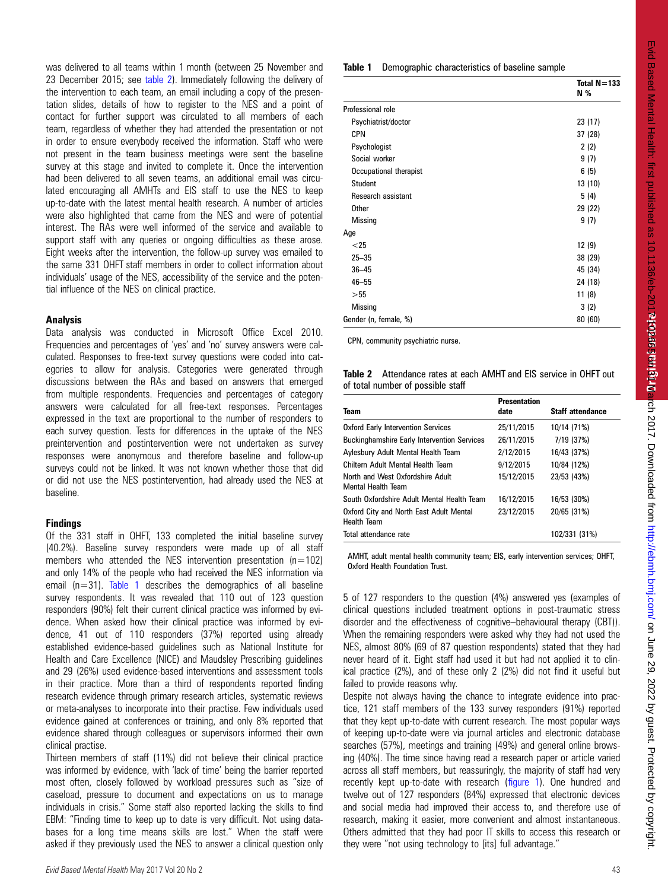was delivered to all teams within 1 month (between 25 November and 23 December 2015; see table 2). Immediately following the delivery of the intervention to each team, an email including a copy of the presentation slides, details of how to register to the NES and a point of contact for further support was circulated to all members of each team, regardless of whether they had attended the presentation or not in order to ensure everybody received the information. Staff who were not present in the team business meetings were sent the baseline survey at this stage and invited to complete it. Once the intervention had been delivered to all seven teams, an additional email was circulated encouraging all AMHTs and EIS staff to use the NES to keep up-to-date with the latest mental health research. A number of articles were also highlighted that came from the NES and were of potential interest. The RAs were well informed of the service and available to support staff with any queries or ongoing difficulties as these arose. Eight weeks after the intervention, the follow-up survey was emailed to the same 331 OHFT staff members in order to collect information about individuals' usage of the NES, accessibility of the service and the potential influence of the NES on clinical practice.

## Analysis

Data analysis was conducted in Microsoft Office Excel 2010. Frequencies and percentages of 'yes' and 'no' survey answers were calculated. Responses to free-text survey questions were coded into categories to allow for analysis. Categories were generated through discussions between the RAs and based on answers that emerged from multiple respondents. Frequencies and percentages of category answers were calculated for all free-text responses. Percentages expressed in the text are proportional to the number of responders to each survey question. Tests for differences in the uptake of the NES preintervention and postintervention were not undertaken as survey responses were anonymous and therefore baseline and follow-up surveys could not be linked. It was not known whether those that did or did not use the NES postintervention, had already used the NES at baseline.

## Findings

Of the 331 staff in OHFT, 133 completed the initial baseline survey (40.2%). Baseline survey responders were made up of all staff members who attended the NES intervention presentation (n=102) and only 14% of the people who had received the NES information via email (n=31). Table 1 describes the demographics of all baseline survey respondents. It was revealed that 110 out of 123 question responders (90%) felt their current clinical practice was informed by evidence. When asked how their clinical practice was informed by evidence, 41 out of 110 responders (37%) reported using already established evidence-based guidelines such as National Institute for Health and Care Excellence (NICE) and Maudsley Prescribing guidelines and 29 (26%) used evidence-based interventions and assessment tools in their practice. More than a third of respondents reported finding research evidence through primary research articles, systematic reviews or meta-analyses to incorporate into their practise. Few individuals used evidence gained at conferences or training, and only 8% reported that evidence shared through colleagues or supervisors informed their own clinical practise.

Thirteen members of staff (11%) did not believe their clinical practice was informed by evidence, with 'lack of time' being the barrier reported most often, closely followed by workload pressures such as "size of caseload, pressure to document and expectations on us to manage individuals in crisis." Some staff also reported lacking the skills to find EBM: "Finding time to keep up to date is very difficult. Not using databases for a long time means skills are lost." When the staff were asked if they previously used the NES to answer a clinical question only 5 of 127 responders to the question (4%) answered yes (examples of clinical questions included treatment options in post-traumatic stress disorder and the effectiveness of cognitive–behavioural therapy (CBT)). When the remaining responders were asked why they had not used the NES, almost 80% (69 of 87 question respondents) stated that they had never heard of it. Eight staff had used it but had not applied it to clinical practice (2%), and of these only 2 (2%) did not find it useful but failed to provide reasons why.

Despite not always having the chance to integrate evidence into practice, 121 staff members of the 133 survey responders (91%) reported that they kept up-to-date with current research. The most popular ways of keeping up-to-date were via journal articles and electronic database searches (57%), meetings and training (49%) and general online browsing (40%). The time since having read a research paper or article varied across all staff members, but reassuringly, the majority of staff had very recently kept up-to-date with research (figure 1). One hundred and twelve out of 127 responders (84%) expressed that electronic devices and social media had improved their access to, and therefore use of research, making it easier, more convenient and almost instantaneous. Others admitted that they had poor IT skills to access this research or they were "not using technology to [its] full advantage."

**Table 1** Demographic characteristics of baseline sample

| | Total N=133 N % |
|---|---|
| Professional role | |
| Psychiatrist/doctor | 23 (17) |
| CPN | 37 (28) |
| Psychologist | 2 (2) |
| Social worker | 9 (7) |
| Occupational therapist | 6 (5) |
| Student | 13 (10) |
| Research assistant | 5 (4) |
| Other | 29 (22) |
| Missing | 9 (7) |
| Age | |
| <25 | 12 (9) |
| 25–35 | 38 (29) |
| 36–45 | 45 (34) |
| 46–55 | 24 (18) |
| >55 | 11 (8) |
| Missing | 3 (2) |
| Gender (n, female, %) | 80 (60) |

CPN, community psychiatric nurse.

**Table 2** Attendance rates at each AMHT and EIS service in OHFT out of total number of possible staff

| Team | Presentation date | Staff attendance |
|---|---|---|
| Oxford Early Intervention Services | 25/11/2015 | 10/14 (71%) |
| Buckinghamshire Early Intervention Services | 26/11/2015 | 7/19 (37%) |
| Aylesbury Adult Mental Health Team | 2/12/2015 | 16/43 (37%) |
| Chiltern Adult Mental Health Team | 9/12/2015 | 10/84 (12%) |
| North and West Oxfordshire Adult Mental Health Team | 15/12/2015 | 23/53 (43%) |
| South Oxfordshire Adult Mental Health Team | 16/12/2015 | 16/53 (30%) |
| Oxford City and North East Adult Mental Health Team | 23/12/2015 | 20/65 (31%) |
| Total attendance rate | | 102/331 (31%) |

AMHT, adult mental health community team; EIS, early intervention services; OHFT, Oxford Health Foundation Trust.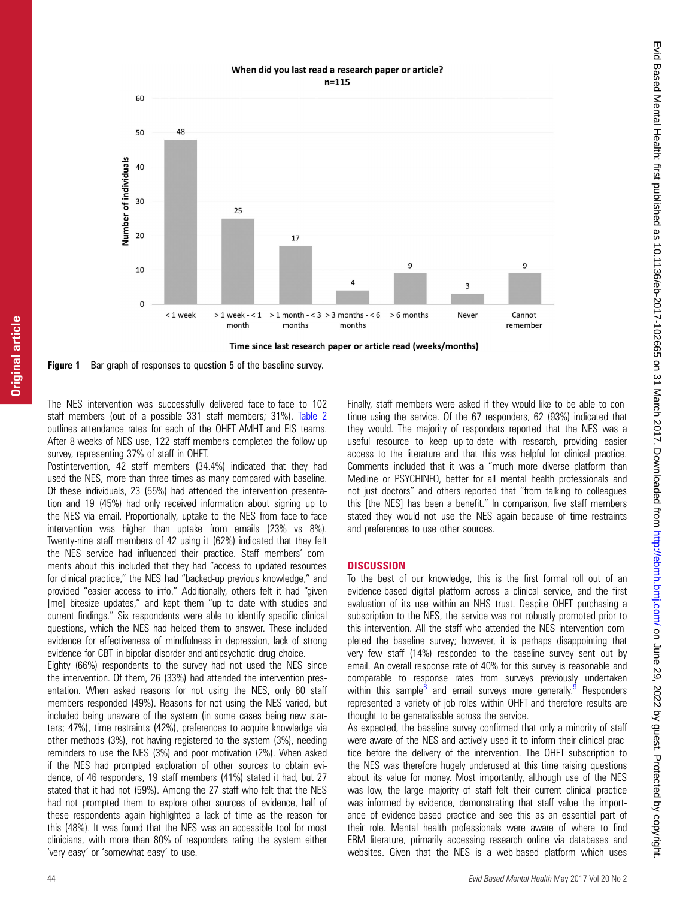When did you last read a research paper or article?

n=115

Number of individuals

60
50
40
30
20
10
0

48
25
17
4
9
3
9

< 1 week
> 1 week - < 1 month
> 1 month - < 3 months
> 3 months - < 6 months
> 6 months
Never
Cannot remember

Time since last research paper or article read (weeks/months)

**Figure 1** Bar graph of responses to question 5 of the baseline survey.

The NES intervention was successfully delivered face-to-face to 102 staff members (out of a possible 331 staff members; 31%). Table 2 outlines attendance rates for each of the OHFT AMHT and EIS teams. After 8 weeks of NES use, 122 staff members completed the follow-up survey, representing 37% of staff in OHFT.

Postintervention, 42 staff members (34.4%) indicated that they had used the NES, more than three times as many compared with baseline. Of these individuals, 23 (55%) had attended the intervention presentation and 19 (45%) had only received information about signing up to the NES via email. Proportionally, uptake to the NES from face-to-face intervention was higher than uptake from emails (23% vs 8%). Twenty-nine staff members of 42 using it (62%) indicated that they felt the NES service had influenced their practice. Staff members' comments about this included that they had "access to updated resources for clinical practice," the NES had "backed-up previous knowledge," and provided "easier access to info." Additionally, others felt it had "given [me] bitesize updates," and kept them "up to date with studies and current findings." Six respondents were able to identify specific clinical questions, which the NES had helped them to answer. These included evidence for effectiveness of mindfulness in depression, lack of strong evidence for CBT in bipolar disorder and antipsychotic drug choice.

Eighty (66%) respondents to the survey had not used the NES since the intervention. Of them, 26 (33%) had attended the intervention presentation. When asked reasons for not using the NES, only 60 staff members responded (49%). Reasons for not using the NES varied, but included being unaware of the system (in some cases being new starters; 47%), time restraints (42%), preferences to acquire knowledge via other methods (3%), not having registered to the system (3%), needing reminders to use the NES (3%) and poor motivation (2%). When asked if the NES had prompted exploration of other sources to obtain evidence, of 46 responders, 19 staff members (41%) stated it had, but 27 stated that it had not (59%). Among the 27 staff who felt that the NES had not prompted them to explore other sources of evidence, half of these respondents again highlighted a lack of time as the reason for this (48%). It was found that the NES was an accessible tool for most clinicians, with more than 80% of responders rating the system either 'very easy' or 'somewhat easy' to use.

Finally, staff members were asked if they would like to be able to continue using the service. Of the 67 responders, 62 (93%) indicated that they would. The majority of responders reported that the NES was a useful resource to keep up-to-date with research, providing easier access to the literature and that this was helpful for clinical practice. Comments included that it was a "much more diverse platform than Medline or PSYCHINFO, better for all mental health professionals and not just doctors" and others reported that "from talking to colleagues this [the NES] has been a benefit." In comparison, five staff members stated they would not use the NES again because of time restraints and preferences to use other sources.

## DISCUSSION

To the best of our knowledge, this is the first formal roll out of an evidence-based digital platform across a clinical service, and the first evaluation of its use within an NHS trust. Despite OHFT purchasing a subscription to the NES, the service was not robustly promoted prior to this intervention. All the staff who attended the NES intervention completed the baseline survey; however, it is perhaps disappointing that very few staff (14%) responded to the baseline survey sent out by email. An overall response rate of 40% for this survey is reasonable and comparable to response rates from surveys previously undertaken within this sample[8] and email surveys more generally.[9] Responders represented a variety of job roles within OHFT and therefore results are thought to be generalisable across the service.

As expected, the baseline survey confirmed that only a minority of staff were aware of the NES and actively used it to inform their clinical practice before the delivery of the intervention. The OHFT subscription to the NES was therefore hugely underused at this time raising questions about its value for money. Most importantly, although use of the NES was low, the large majority of staff felt their current clinical practice was informed by evidence, demonstrating that staff value the importance of evidence-based practice and see this as an essential part of their role. Mental health professionals were aware of where to find EBM literature, primarily accessing research online via databases and websites. Given that the NES is a web-based platform which uses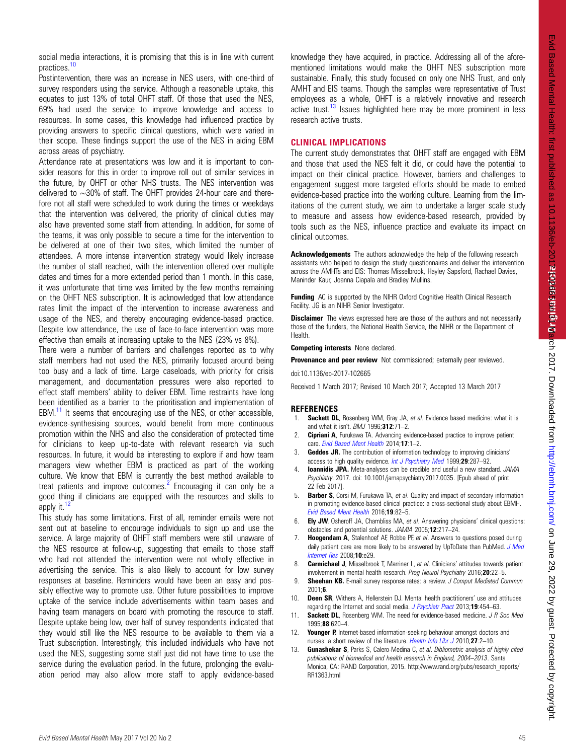social media interactions, it is promising that this is in line with current practices.[10]

Postintervention, there was an increase in NES users, with one-third of survey responders using the service. Although a reasonable uptake, this equates to just 13% of total OHFT staff. Of those that used the NES, 69% had used the service to improve knowledge and access to resources. In some cases, this knowledge had influenced practice by providing answers to specific clinical questions, which were varied in their scope. These findings support the use of the NES in aiding EBM across areas of psychiatry.

Attendance rate at presentations was low and it is important to consider reasons for this in order to improve roll out of similar services in the future, by OHFT or other NHS trusts. The NES intervention was delivered to ∼30% of staff. The OHFT provides 24-hour care and therefore not all staff were scheduled to work during the times or weekdays that the intervention was delivered, the priority of clinical duties may also have prevented some staff from attending. In addition, for some of the teams, it was only possible to secure a time for the intervention to be delivered at one of their two sites, which limited the number of attendees. A more intense intervention strategy would likely increase the number of staff reached, with the intervention offered over multiple dates and times for a more extended period than 1 month. In this case, it was unfortunate that time was limited by the few months remaining on the OHFT NES subscription. It is acknowledged that low attendance rates limit the impact of the intervention to increase awareness and usage of the NES, and thereby encouraging evidence-based practice. Despite low attendance, the use of face-to-face intervention was more effective than emails at increasing uptake to the NES (23% vs 8%).

There were a number of barriers and challenges reported as to why staff members had not used the NES, primarily focused around being too busy and a lack of time. Large caseloads, with priority for crisis management, and documentation pressures were also reported to effect staff members' ability to deliver EBM. Time restraints have long been identified as a barrier to the prioritisation and implementation of EBM.[11] It seems that encouraging use of the NES, or other accessible, evidence-synthesising sources, would benefit from more continuous promotion within the NHS and also the consideration of protected time for clinicians to keep up-to-date with relevant research via such resources. In future, it would be interesting to explore if and how team managers view whether EBM is practiced as part of the working culture. We know that EBM is currently the best method available to treat patients and improve outcomes.[2] Encouraging it can only be a good thing if clinicians are equipped with the resources and skills to apply it.[12]

This study has some limitations. First of all, reminder emails were not sent out at baseline to encourage individuals to sign up and use the service. A large majority of OHFT staff members were still unaware of the NES resource at follow-up, suggesting that emails to those staff who had not attended the intervention were not wholly effective in advertising the service. This is also likely to account for low survey responses at baseline. Reminders would have been an easy and possibly effective way to promote use. Other future possibilities to improve uptake of the service include advertisements within team bases and having team managers on board with promoting the resource to staff. Despite uptake being low, over half of survey respondents indicated that they would still like the NES resource to be available to them via a Trust subscription. Interestingly, this included individuals who have not used the NES, suggesting some staff just did not have time to use the service during the evaluation period. In the future, prolonging the evaluation period may also allow more staff to apply evidence-based knowledge they have acquired, in practice. Addressing all of the aforementioned limitations would make the OHFT NES subscription more sustainable. Finally, this study focused on only one NHS Trust, and only AMHT and EIS teams. Though the samples were representative of Trust employees as a whole, OHFT is a relatively innovative and research active trust.[13] Issues highlighted here may be more prominent in less research active trusts.

## CLINICAL IMPLICATIONS

The current study demonstrates that OHFT staff are engaged with EBM and those that used the NES felt it did, or could have the potential to impact on their clinical practice. However, barriers and challenges to engagement suggest more targeted efforts should be made to embed evidence-based practice into the working culture. Learning from the limitations of the current study, we aim to undertake a larger scale study to measure and assess how evidence-based research, provided by tools such as the NES, influence practice and evaluate its impact on clinical outcomes.

**Acknowledgements** The authors acknowledge the help of the following research assistants who helped to design the study questionnaires and deliver the intervention across the AMHTs and EIS: Thomas Misselbrook, Hayley Sapsford, Rachael Davies, Maninder Kaur, Joanna Ciapala and Bradley Mullins.

**Funding** AC is supported by the NIHR Oxford Cognitive Health Clinical Research Facility. JG is an NIHR Senior Investigator.

**Disclaimer** The views expressed here are those of the authors and not necessarily those of the funders, the National Health Service, the NIHR or the Department of Health.

**Competing interests** None declared.

**Provenance and peer review** Not commissioned; externally peer reviewed.

doi:10.1136/eb-2017-102665

Received 1 March 2017; Revised 10 March 2017; Accepted 13 March 2017

## REFERENCES

1. **Sackett DL**, Rosenberg WM, Gray JA, *et al*. Evidence based medicine: what it is and what it isn't. *BMJ* 1996;**312**:71–2.
2. **Cipriani A**, Furukawa TA. Advancing evidence-based practice to improve patient care. *Evid Based Ment Health* 2014;**17**:1–2.
3. **Geddes JR.** The contribution of information technology to improving clinicians' access to high quality evidence. *Int J Psychiatry Med* 1999;**29**:287–92.
4. **Ioannidis JPA.** Meta-analyses can be credible and useful a new standard. *JAMA Psychiatry*. 2017. doi: 10.1001/jamapsychiatry.2017.0035. [Epub ahead of print 22 Feb 2017].
5. **Barber S**, Corsi M, Furukawa TA, *et al*. Quality and impact of secondary information in promoting evidence-based clinical practice: a cross-sectional study about EBMH. *Evid Based Ment Health* 2016;**19**:82–5.
6. **Ely JW**, Osheroff JA, Chambliss MA, *et al*. Answering physicians' clinical questions: obstacles and potential solutions. *JAMIA* 2005;**12**:217–24.
7. **Hoogendam A**, Stalenhoef AF, Robbe PF, *et al*. Answers to questions posed during daily patient care are more likely to be answered by UpToDate than PubMed. *J Med Internet Res* 2008;**10**:e29.
8. **Carmichael J**, Misselbrook T, Marriner L, *et al*. Clinicians' attitudes towards patient involvement in mental health research. *Prog Neurol Psychiatry* 2016;**20**:22–5.
9. **Sheehan KB.** E-mail survey response rates: a review. *J Comput Mediated Commun* 2001;**6**.
10. **Deen SR**, Withers A, Hellerstein DJ. Mental health practitioners' use and attitudes regarding the Internet and social media. *J Psychiatr Pract* 2013;**19**:454–63.
11. **Sackett DL**, Rosenberg WM. The need for evidence-based medicine. *J R Soc Med* 1995;**88**:620–4.
12. **Younger P.** Internet-based information-seeking behaviour amongst doctors and nurses: a short review of the literature. *Health Info Libr J* 2010;**27**:2–10.
13. **Gunashekar S**, Parks S, Calero-Medina C, *et al*. *Bibliometric analysis of highly cited publications of biomedical and health research in England, 2004–2013*. Santa Monica, CA: RAND Corporation, 2015. http://www.rand.org/pubs/research_reports/RR1363.html